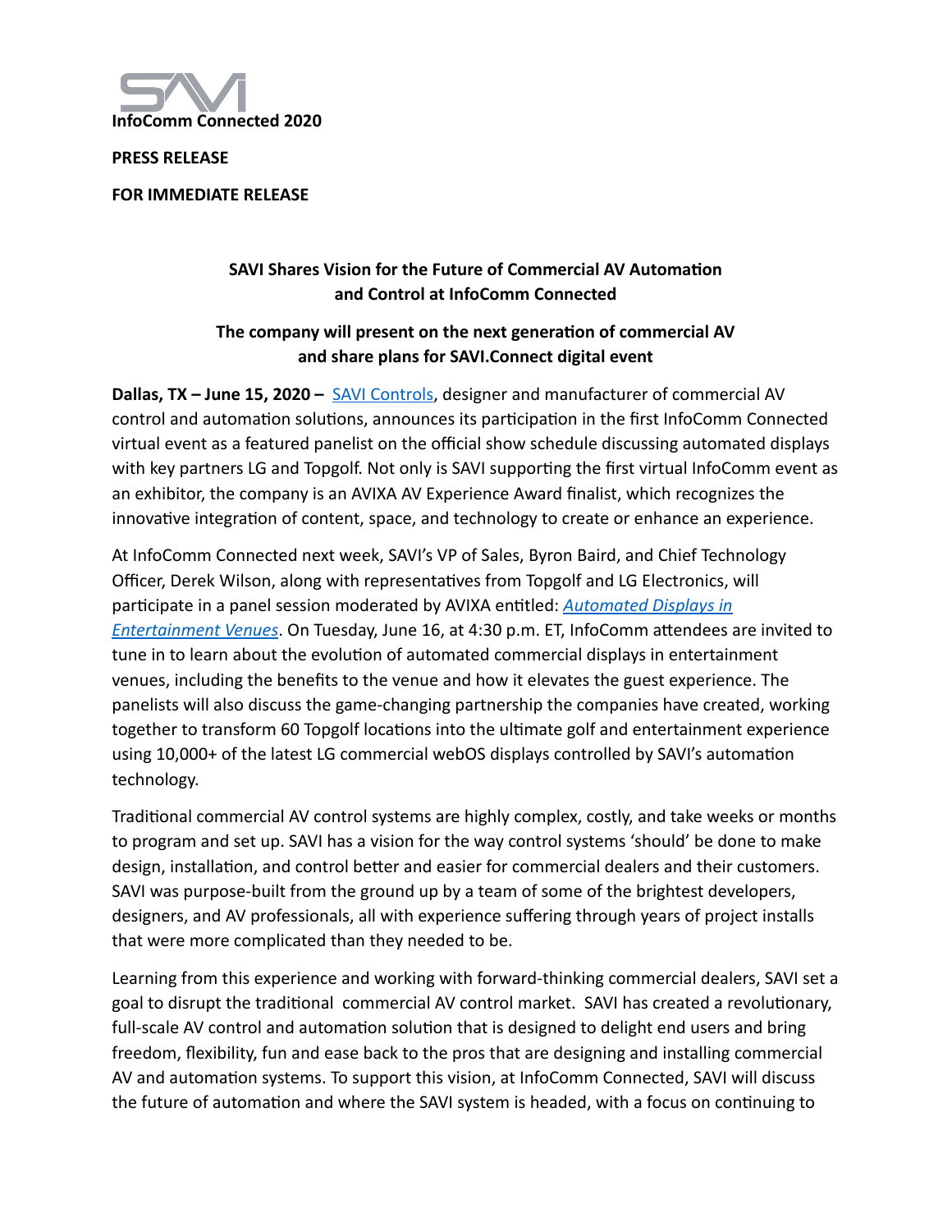**InfoCommConnected 2020**

**PRESS RELEASE**

**FOR IMMEDIATE RELEASE**

## SAVI Shares Vision for the Future of Commercial AV Automation and Control at InfoComm Connected

### The company will present on the next generation of commercial AV and share plans for SAVI.Connect digital event

**Dallas, TX – June 15, 2020 –** SAVI Controls, designer and manufacturer of commercial AV control and automation solutions, announces its participation in the first InfoComm Connected virtual event as a featured panelist on the official show schedule discussing automated displays with key partners LG and Topgolf. Not only is SAVI supporting the first virtual InfoComm event as an exhibitor, the company is an AVIXA AV Experience Award finalist, which recognizes the innovative integration of content, space, and technology to create or enhance an experience.

At InfoComm Connected next week, SAVI's VP of Sales, Byron Baird, and Chief Technology Officer, Derek Wilson, along with representatives from Topgolf and LG Electronics, will participate in a panel session moderated by AVIXA entitled: *Automated Displays in Entertainment Venues*. On Tuesday, June 16, at 4:30 p.m. ET, InfoComm attendees are invited to tune in to learn about the evolution of automated commercial displays in entertainment venues, including the benefits to the venue and how it elevates the guest experience. The panelists will also discuss the game-changing partnership the companies have created, working together to transform 60 Topgolf locations into the ultimate golf and entertainment experience using 10,000+ of the latest LG commercial webOS displays controlled by SAVI's automation technology.

Traditional commercial AV control systems are highly complex, costly, and take weeks or months to program and set up. SAVI has a vision for the way control systems 'should' be done to make design, installation, and control better and easier for commercial dealers and their customers. SAVI was purpose-built from the ground up by a team of some of the brightest developers, designers, and AV professionals, all with experience suffering through years of project installs that were more complicated than they needed to be.

Learning from this experience and working with forward-thinking commercial dealers, SAVI set a goal to disrupt the traditional commercial AV control market. SAVI has created a revolutionary, full-scale AV control and automation solution that is designed to delight end users and bring freedom, flexibility, fun and ease back to the pros that are designing and installing commercial AV and automation systems. To support this vision, at InfoComm Connected, SAVI will discuss the future of automation and where the SAVI system is headed, with a focus on continuing to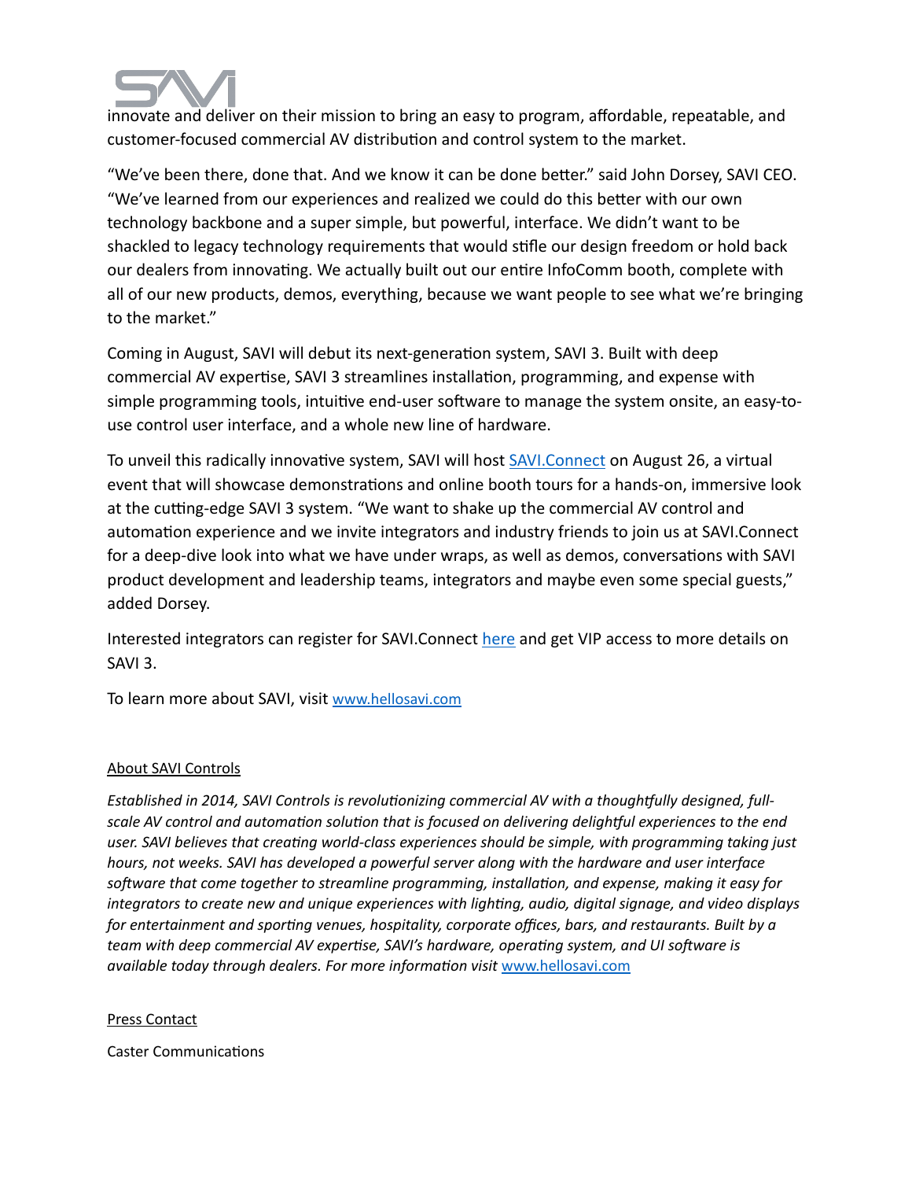innovate and deliver on their mission to bring an easy to program, affordable, repeatable, and customer-focused commercial AV distribution and control system to the market.

"We've been there, done that. And we know it can be done better." said John Dorsey, SAVI CEO. "We've learned from our experiences and realized we could do this better with our own technology backbone and a super simple, but powerful, interface. We didn't want to be shackled to legacy technology requirements that would stifle our design freedom or hold back our dealers from innovating. We actually built out our entire InfoComm booth, complete with all of our new products, demos, everything, because we want people to see what we're bringing to the market."

Coming in August, SAVI will debut its next-generation system, SAVI 3. Built with deep commercial AV expertise, SAVI 3 streamlines installation, programming, and expense with simple programming tools, intuitive end-user software to manage the system onsite, an easy-to-use control user interface, and a whole new line of hardware.

To unveil this radically innovative system, SAVI will host SAVI.Connect on August 26, a virtual event that will showcase demonstrations and online booth tours for a hands-on, immersive look at the cutting-edge SAVI 3 system. "We want to shake up the commercial AV control and automation experience and we invite integrators and industry friends to join us at SAVI.Connect for a deep-dive look into what we have under wraps, as well as demos, conversations with SAVI product development and leadership teams, integrators and maybe even some special guests," added Dorsey.

Interested integrators can register for SAVI.Connect here and get VIP access to more details on SAVI 3.

To learn more about SAVI, visit www.hellosavi.com

About SAVI Controls

*Established in 2014, SAVI Controls is revolutionizing commercial AV with a thoughtfully designed, full-scale AV control and automation solution that is focused on delivering delightful experiences to the end user. SAVI believes that creating world-class experiences should be simple, with programming taking just hours, not weeks. SAVI has developed a powerful server along with the hardware and user interface software that come together to streamline programming, installation, and expense, making it easy for integrators to create new and unique experiences with lighting, audio, digital signage, and video displays for entertainment and sporting venues, hospitality, corporate offices, bars, and restaurants. Built by a team with deep commercial AV expertise, SAVI's hardware, operating system, and UI software is available today through dealers. For more information visit* www.hellosavi.com

Press Contact

Caster Communications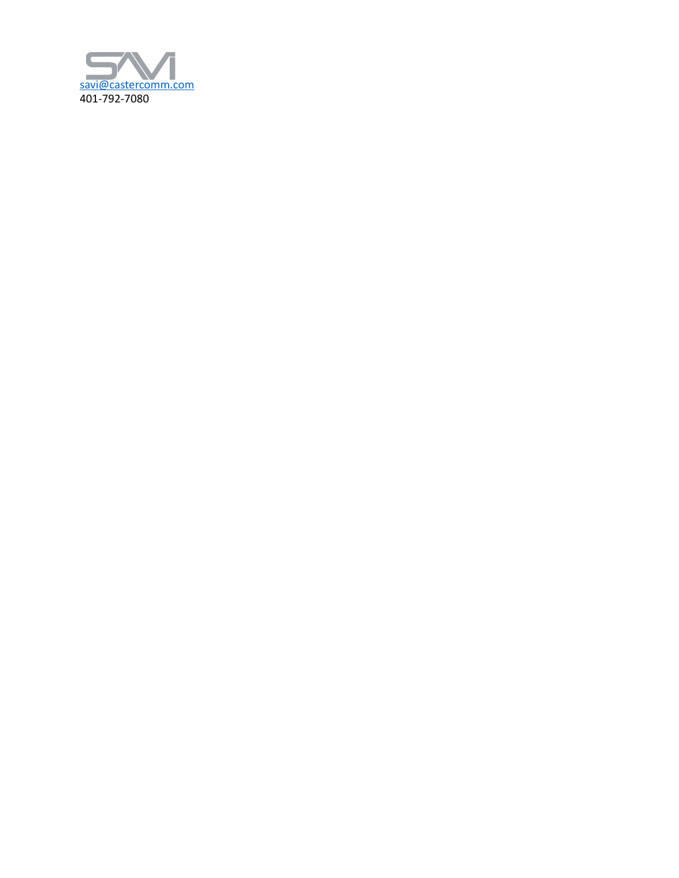SAVI

savi@castercomm.com

401-792-7080